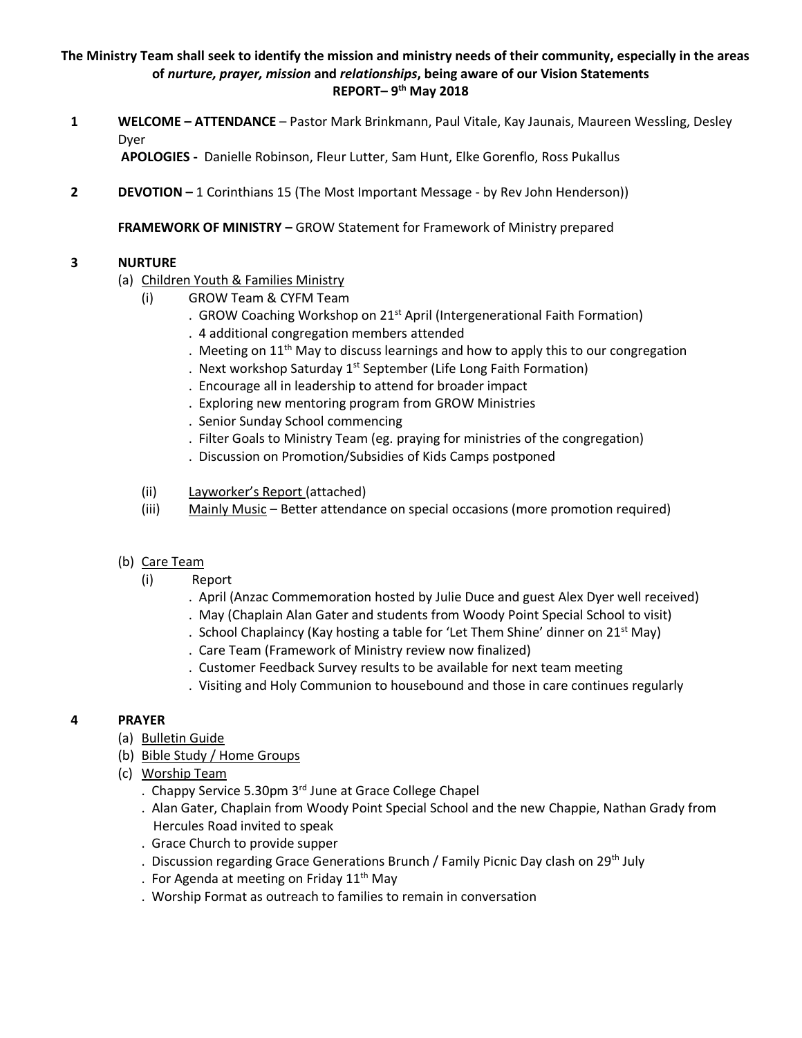**The Ministry Team shall seek to identify the mission and ministry needs of their community, especially in the areas of *nurture, prayer, mission* and *relationships*, being aware of our Vision Statements**
**REPORT– 9th May 2018**

**1 WELCOME – ATTENDANCE** – Pastor Mark Brinkmann, Paul Vitale, Kay Jaunais, Maureen Wessling, Desley Dyer

**APOLOGIES -** Danielle Robinson, Fleur Lutter, Sam Hunt, Elke Gorenflo, Ross Pukallus

**2 DEVOTION –** 1 Corinthians 15 (The Most Important Message - by Rev John Henderson))

**FRAMEWORK OF MINISTRY –** GROW Statement for Framework of Ministry prepared

**3 NURTURE**

(a) Children Youth & Families Ministry

(i) GROW Team & CYFM Team

. GROW Coaching Workshop on 21st April (Intergenerational Faith Formation)
. 4 additional congregation members attended
. Meeting on 11th May to discuss learnings and how to apply this to our congregation
. Next workshop Saturday 1st September (Life Long Faith Formation)
. Encourage all in leadership to attend for broader impact
. Exploring new mentoring program from GROW Ministries
. Senior Sunday School commencing
. Filter Goals to Ministry Team (eg. praying for ministries of the congregation)
. Discussion on Promotion/Subsidies of Kids Camps postponed

(ii) Layworker's Report (attached)

(iii) Mainly Music – Better attendance on special occasions (more promotion required)

(b) Care Team

(i) Report

. April (Anzac Commemoration hosted by Julie Duce and guest Alex Dyer well received)
. May (Chaplain Alan Gater and students from Woody Point Special School to visit)
. School Chaplaincy (Kay hosting a table for 'Let Them Shine' dinner on 21st May)
. Care Team (Framework of Ministry review now finalized)
. Customer Feedback Survey results to be available for next team meeting
. Visiting and Holy Communion to housebound and those in care continues regularly

**4 PRAYER**

(a) Bulletin Guide
(b) Bible Study / Home Groups
(c) Worship Team

. Chappy Service 5.30pm 3rd June at Grace College Chapel
. Alan Gater, Chaplain from Woody Point Special School and the new Chappie, Nathan Grady from Hercules Road invited to speak
. Grace Church to provide supper
. Discussion regarding Grace Generations Brunch / Family Picnic Day clash on 29th July
. For Agenda at meeting on Friday 11th May
. Worship Format as outreach to families to remain in conversation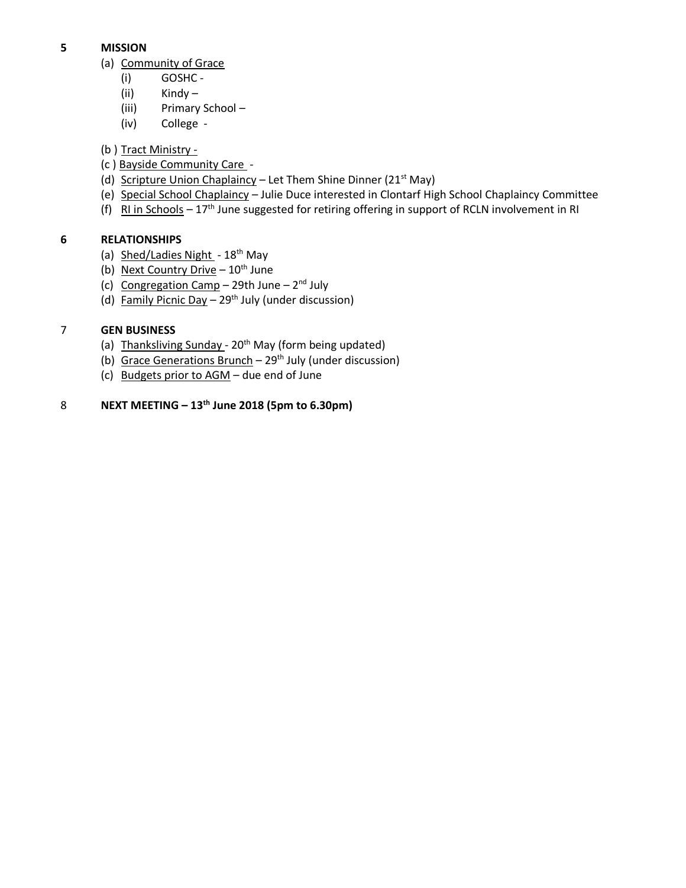**5 MISSION**

(a) Community of Grace

- (i) GOSHC -
- (ii) Kindy –
- (iii) Primary School –
- (iv) College -

(b ) Tract Ministry -

(c ) Bayside Community Care -

(d) Scripture Union Chaplaincy – Let Them Shine Dinner (21st May)

(e) Special School Chaplaincy – Julie Duce interested in Clontarf High School Chaplaincy Committee

(f) RI in Schools – 17th June suggested for retiring offering in support of RCLN involvement in RI

**6 RELATIONSHIPS**

(a) Shed/Ladies Night - 18th May

(b) Next Country Drive – 10th June

(c) Congregation Camp – 29th June – 2nd July

(d) Family Picnic Day – 29th July (under discussion)

7 **GEN BUSINESS**

(a) Thanksliving Sunday - 20th May (form being updated)

(b) Grace Generations Brunch – 29th July (under discussion)

(c) Budgets prior to AGM – due end of June

8 **NEXT MEETING – 13th June 2018 (5pm to 6.30pm)**